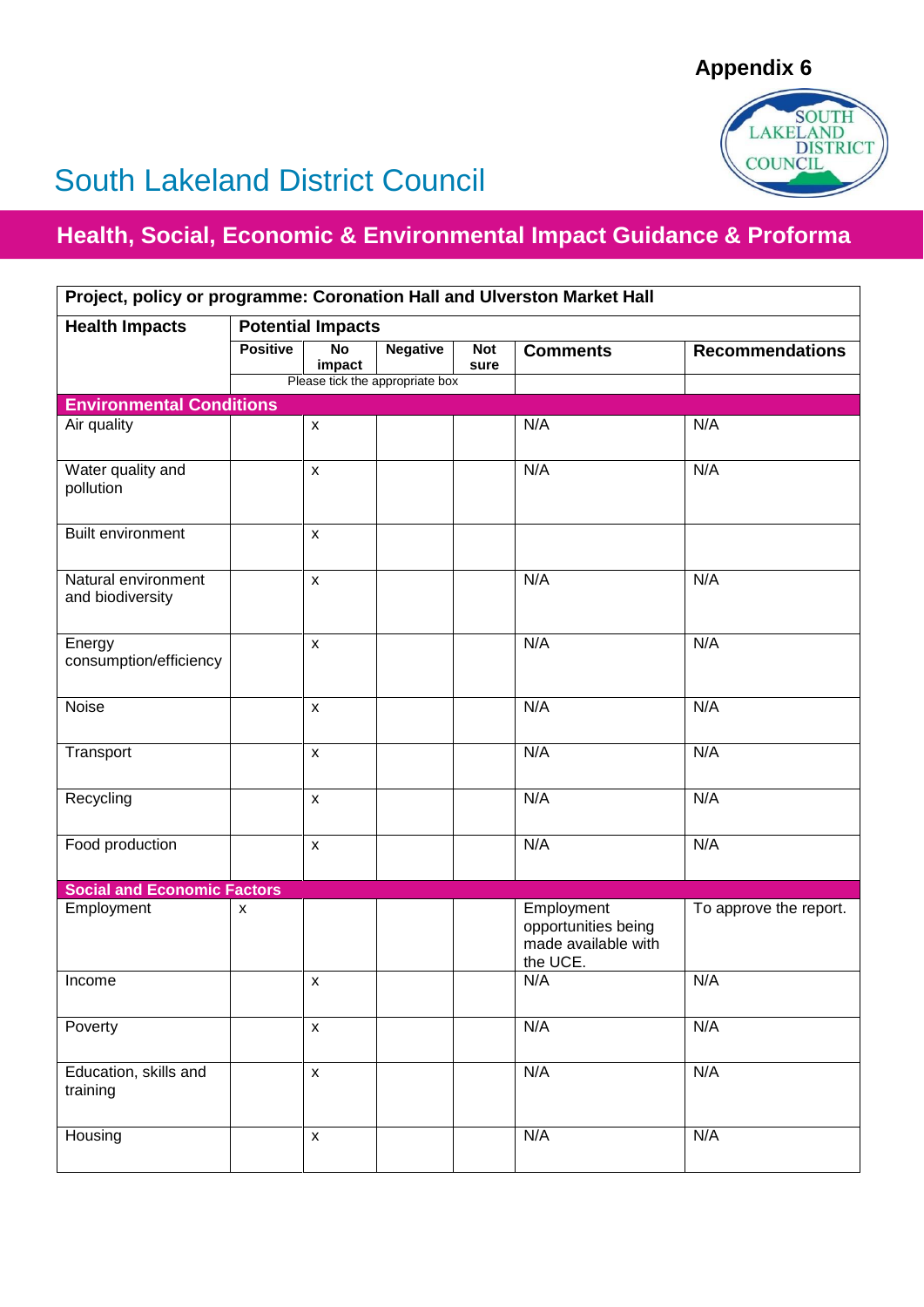Appendix 6

# South Lakeland District Council

## Health, Social, Economic & Environmental Impact Guidance & Proforma

| Project, policy or programme: Coronation Hall and Ulverston Market Hall | | | | | | |
|---|---|---|---|---|---|---|
| **Health Impacts** | **Potential Impacts** | | | | | |
| | **Positive** | **No impact** | **Negative** | **Not sure** | **Comments** | **Recommendations** |
| | Please tick the appropriate box | | | | | |
| **Environmental Conditions** | | | | | | |
| Air quality | | x | | | N/A | N/A |
| Water quality and pollution | | x | | | N/A | N/A |
| Built environment | | x | | | | |
| Natural environment and biodiversity | | x | | | N/A | N/A |
| Energy consumption/efficiency | | x | | | N/A | N/A |
| Noise | | x | | | N/A | N/A |
| Transport | | x | | | N/A | N/A |
| Recycling | | x | | | N/A | N/A |
| Food production | | x | | | N/A | N/A |
| **Social and Economic Factors** | | | | | | |
| Employment | x | | | | Employment opportunities being made available with the UCE. | To approve the report. |
| Income | | x | | | N/A | N/A |
| Poverty | | x | | | N/A | N/A |
| Education, skills and training | | x | | | N/A | N/A |
| Housing | | x | | | N/A | N/A |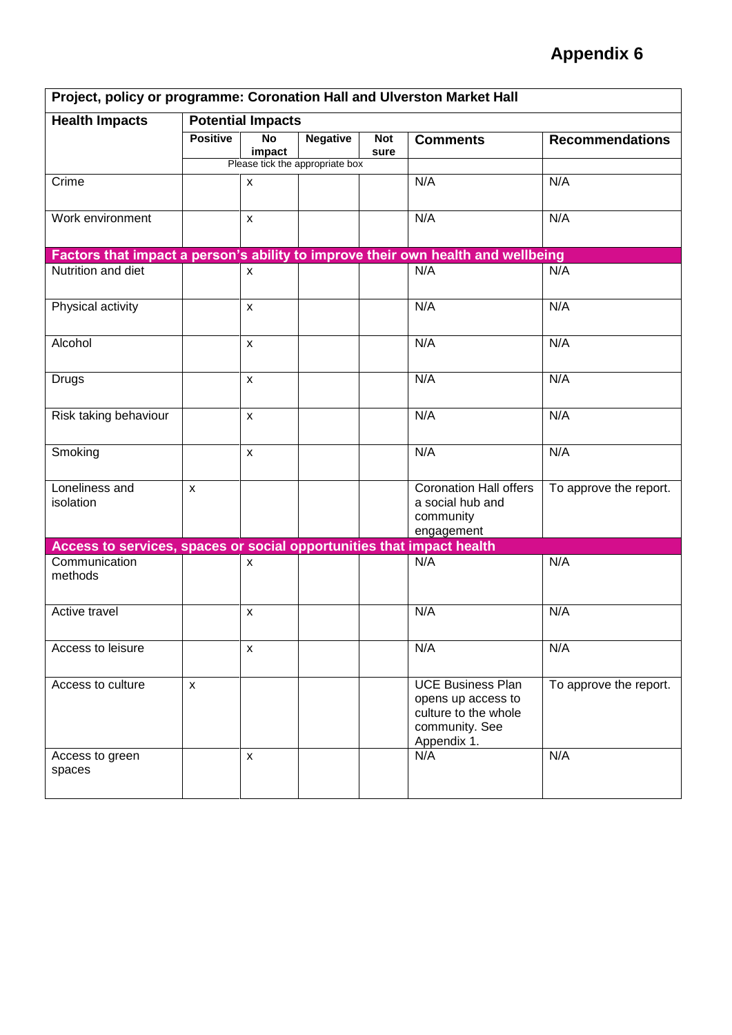# Appendix 6

| Project, policy or programme: Coronation Hall and Ulverston Market Hall | | | | | | |
|---|---|---|---|---|---|---|
| **Health Impacts** | **Potential Impacts** | | | | | |
| | **Positive** | **No impact** | **Negative** | **Not sure** | **Comments** | **Recommendations** |
| | Please tick the appropriate box | | | | | |
| Crime | | x | | | N/A | N/A |
| Work environment | | x | | | N/A | N/A |
| **Factors that impact a person's ability to improve their own health and wellbeing** | | | | | | |
| Nutrition and diet | | x | | | N/A | N/A |
| Physical activity | | x | | | N/A | N/A |
| Alcohol | | x | | | N/A | N/A |
| Drugs | | x | | | N/A | N/A |
| Risk taking behaviour | | x | | | N/A | N/A |
| Smoking | | x | | | N/A | N/A |
| Loneliness and isolation | x | | | | Coronation Hall offers a social hub and community engagement | To approve the report. |
| **Access to services, spaces or social opportunities that impact health** | | | | | | |
| Communication methods | | x | | | N/A | N/A |
| Active travel | | x | | | N/A | N/A |
| Access to leisure | | x | | | N/A | N/A |
| Access to culture | x | | | | UCE Business Plan opens up access to culture to the whole community. See Appendix 1. | To approve the report. |
| Access to green spaces | | x | | | N/A | N/A |